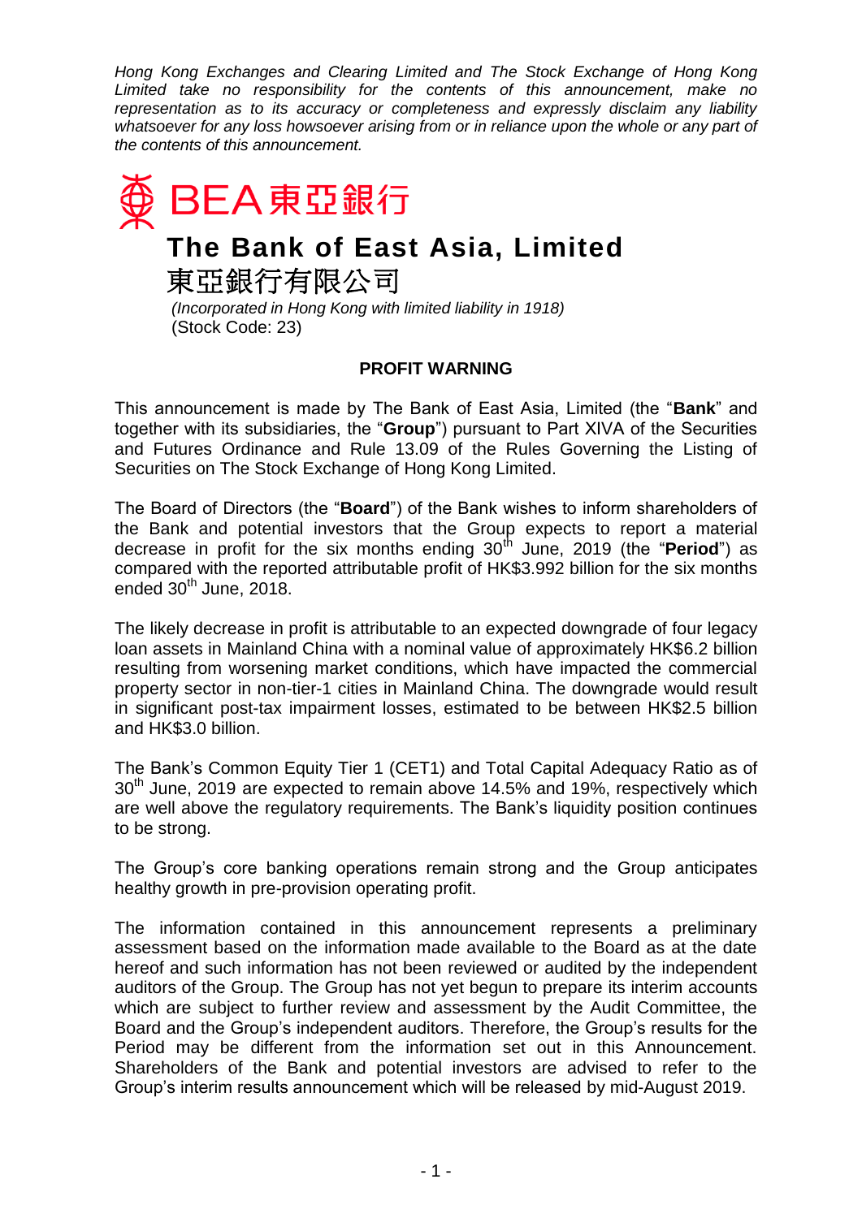*Hong Kong Exchanges and Clearing Limited and The Stock Exchange of Hong Kong Limited take no responsibility for the contents of this announcement, make no representation as to its accuracy or completeness and expressly disclaim any liability whatsoever for any loss howsoever arising from or in reliance upon the whole or any part of the contents of this announcement.*

BEA 東亞銀行

# The Bank of East Asia, Limited
# 東亞銀行有限公司

*(Incorporated in Hong Kong with limited liability in 1918)*
(Stock Code: 23)

## PROFIT WARNING

This announcement is made by The Bank of East Asia, Limited (the "**Bank**" and together with its subsidiaries, the "**Group**") pursuant to Part XIVA of the Securities and Futures Ordinance and Rule 13.09 of the Rules Governing the Listing of Securities on The Stock Exchange of Hong Kong Limited.

The Board of Directors (the "**Board**") of the Bank wishes to inform shareholders of the Bank and potential investors that the Group expects to report a material decrease in profit for the six months ending 30th June, 2019 (the "**Period**") as compared with the reported attributable profit of HK$3.992 billion for the six months ended 30th June, 2018.

The likely decrease in profit is attributable to an expected downgrade of four legacy loan assets in Mainland China with a nominal value of approximately HK$6.2 billion resulting from worsening market conditions, which have impacted the commercial property sector in non-tier-1 cities in Mainland China. The downgrade would result in significant post-tax impairment losses, estimated to be between HK$2.5 billion and HK$3.0 billion.

The Bank's Common Equity Tier 1 (CET1) and Total Capital Adequacy Ratio as of 30th June, 2019 are expected to remain above 14.5% and 19%, respectively which are well above the regulatory requirements. The Bank's liquidity position continues to be strong.

The Group's core banking operations remain strong and the Group anticipates healthy growth in pre-provision operating profit.

The information contained in this announcement represents a preliminary assessment based on the information made available to the Board as at the date hereof and such information has not been reviewed or audited by the independent auditors of the Group. The Group has not yet begun to prepare its interim accounts which are subject to further review and assessment by the Audit Committee, the Board and the Group's independent auditors. Therefore, the Group's results for the Period may be different from the information set out in this Announcement. Shareholders of the Bank and potential investors are advised to refer to the Group's interim results announcement which will be released by mid-August 2019.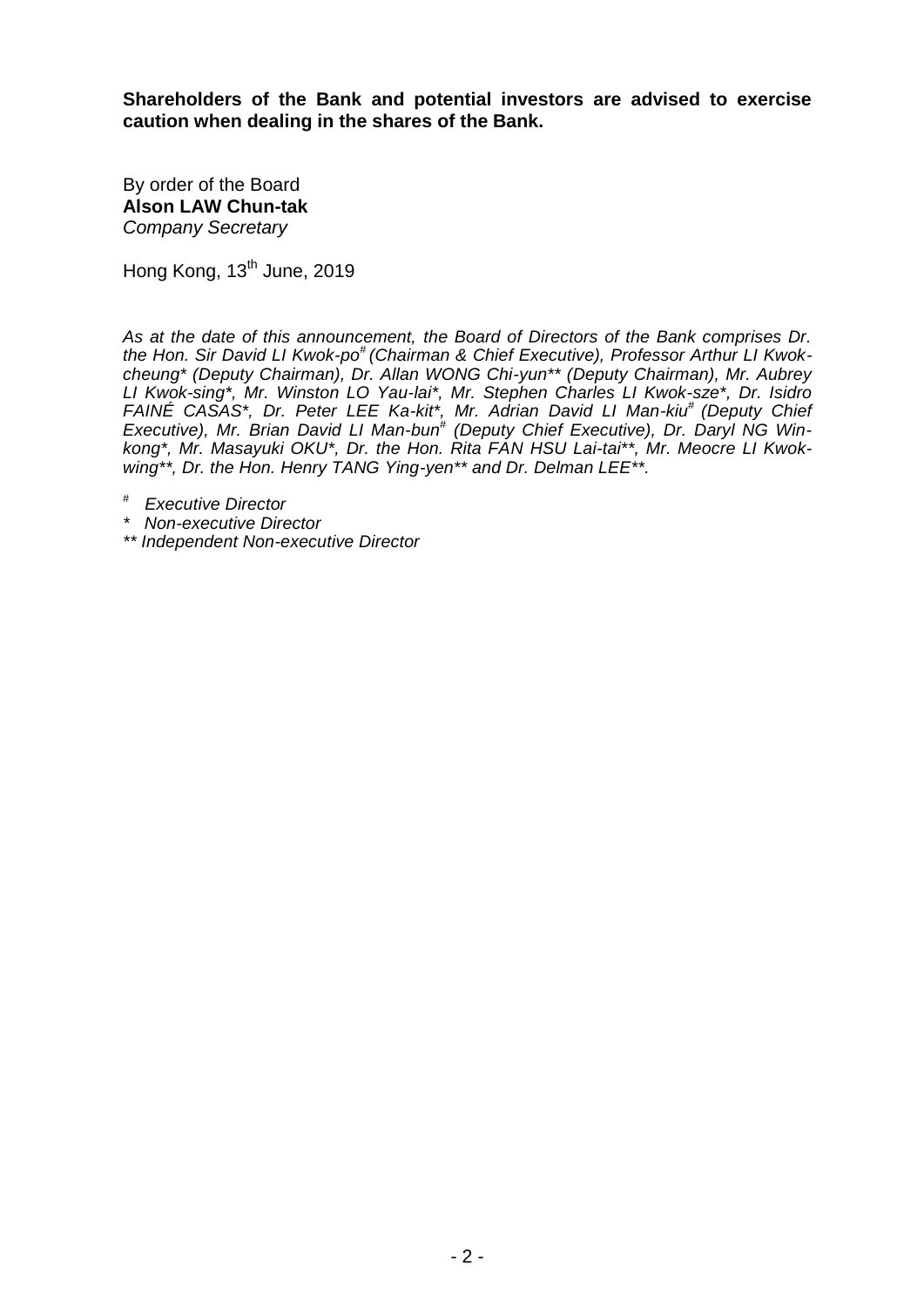**Shareholders of the Bank and potential investors are advised to exercise caution when dealing in the shares of the Bank.**

By order of the Board
**Alson LAW Chun-tak**
*Company Secretary*

Hong Kong, 13th June, 2019

*As at the date of this announcement, the Board of Directors of the Bank comprises Dr. the Hon. Sir David LI Kwok-po# (Chairman & Chief Executive), Professor Arthur LI Kwok-cheung* (Deputy Chairman), Dr. Allan WONG Chi-yun** (Deputy Chairman), Mr. Aubrey LI Kwok-sing*, Mr. Winston LO Yau-lai*, Mr. Stephen Charles LI Kwok-sze*, Dr. Isidro FAINÉ CASAS*, Dr. Peter LEE Ka-kit*, Mr. Adrian David LI Man-kiu# (Deputy Chief Executive), Mr. Brian David LI Man-bun# (Deputy Chief Executive), Dr. Daryl NG Win-kong*, Mr. Masayuki OKU*, Dr. the Hon. Rita FAN HSU Lai-tai**, Mr. Meocre LI Kwok-wing**, Dr. the Hon. Henry TANG Ying-yen** and Dr. Delman LEE**.*

\# *Executive Director*
\* *Non-executive Director*
\*\* *Independent Non-executive Director*